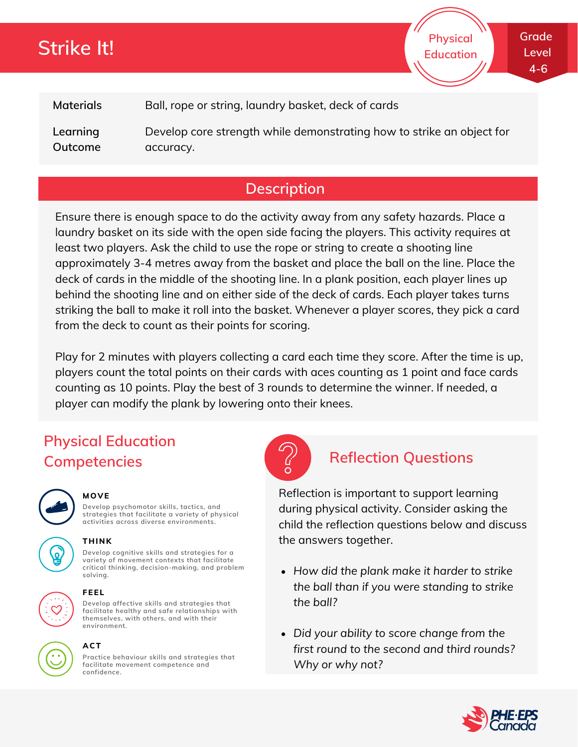# Strike It!

Physical Education

Grade Level 4-6

| | |
|---|---|
| Materials | Ball, rope or string, laundry basket, deck of cards |
| Learning Outcome | Develop core strength while demonstrating how to strike an object for accuracy. |

## Description

Ensure there is enough space to do the activity away from any safety hazards. Place a laundry basket on its side with the open side facing the players. This activity requires at least two players. Ask the child to use the rope or string to create a shooting line approximately 3-4 metres away from the basket and place the ball on the line. Place the deck of cards in the middle of the shooting line. In a plank position, each player lines up behind the shooting line and on either side of the deck of cards. Each player takes turns striking the ball to make it roll into the basket. Whenever a player scores, they pick a card from the deck to count as their points for scoring.

Play for 2 minutes with players collecting a card each time they score. After the time is up, players count the total points on their cards with aces counting as 1 point and face cards counting as 10 points. Play the best of 3 rounds to determine the winner. If needed, a player can modify the plank by lowering onto their knees.

## Physical Education Competencies

**MOVE**
Develop psychomotor skills, tactics, and strategies that facilitate a variety of physical activities across diverse environments.

**THINK**
Develop cognitive skills and strategies for a variety of movement contexts that facilitate critical thinking, decision-making, and problem solving.

**FEEL**
Develop affective skills and strategies that facilitate healthy and safe relationships with themselves, with others, and with their environment.

**ACT**
Practice behaviour skills and strategies that facilitate movement competence and confidence.

## Reflection Questions

Reflection is important to support learning during physical activity. Consider asking the child the reflection questions below and discuss the answers together.

- *How did the plank make it harder to strike the ball than if you were standing to strike the ball?*
- *Did your ability to score change from the first round to the second and third rounds? Why or why not?*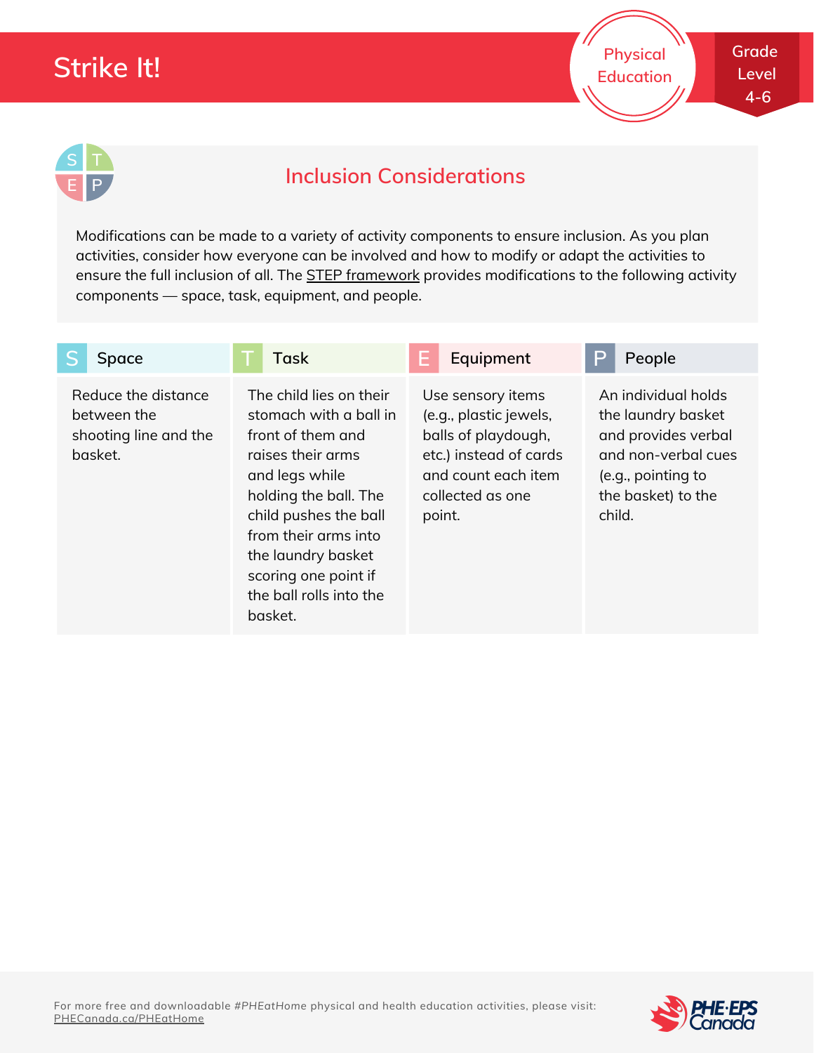# Strike It!

Physical Education

Grade Level 4-6

## Inclusion Considerations

Modifications can be made to a variety of activity components to ensure inclusion. As you plan activities, consider how everyone can be involved and how to modify or adapt the activities to ensure the full inclusion of all. The STEP framework provides modifications to the following activity components — space, task, equipment, and people.

| S Space | T Task | E Equipment | P People |
|---|---|---|---|
| Reduce the distance between the shooting line and the basket. | The child lies on their stomach with a ball in front of them and raises their arms and legs while holding the ball. The child pushes the ball from their arms into the laundry basket scoring one point if the ball rolls into the basket. | Use sensory items (e.g., plastic jewels, balls of playdough, etc.) instead of cards and count each item collected as one point. | An individual holds the laundry basket and provides verbal and non-verbal cues (e.g., pointing to the basket) to the child. |

For more free and downloadable *#PHEatHome* physical and health education activities, please visit: PHECanada.ca/PHEatHome